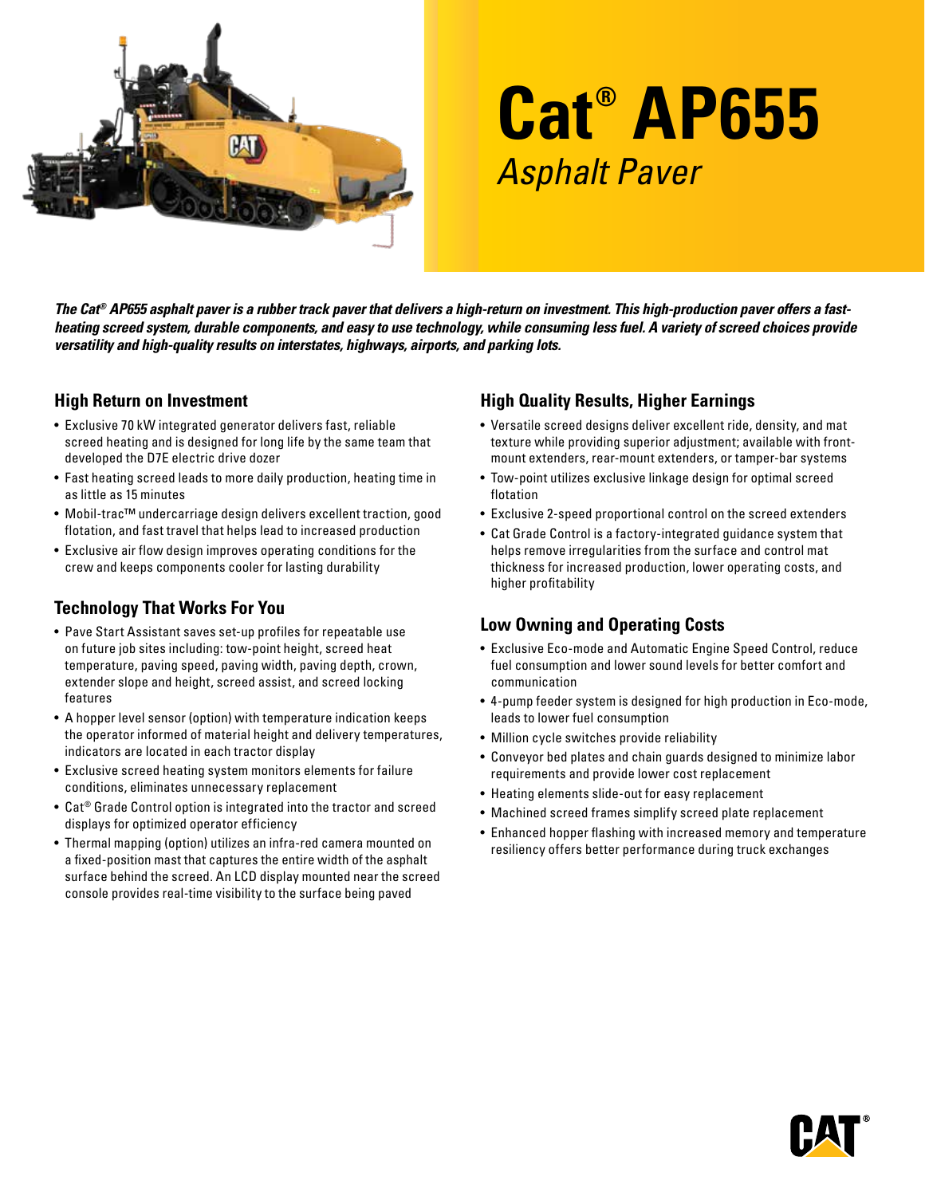# Cat® AP655

*Asphalt Paver*

***The Cat® AP655 asphalt paver is a rubber track paver that delivers a high-return on investment. This high-production paver offers a fast-heating screed system, durable components, and easy to use technology, while consuming less fuel. A variety of screed choices provide versatility and high-quality results on interstates, highways, airports, and parking lots.***

## High Return on Investment

- Exclusive 70 kW integrated generator delivers fast, reliable screed heating and is designed for long life by the same team that developed the D7E electric drive dozer
- Fast heating screed leads to more daily production, heating time in as little as 15 minutes
- Mobil-trac™ undercarriage design delivers excellent traction, good flotation, and fast travel that helps lead to increased production
- Exclusive air flow design improves operating conditions for the crew and keeps components cooler for lasting durability

## Technology That Works For You

- Pave Start Assistant saves set-up profiles for repeatable use on future job sites including: tow-point height, screed heat temperature, paving speed, paving width, paving depth, crown, extender slope and height, screed assist, and screed locking features
- A hopper level sensor (option) with temperature indication keeps the operator informed of material height and delivery temperatures, indicators are located in each tractor display
- Exclusive screed heating system monitors elements for failure conditions, eliminates unnecessary replacement
- Cat® Grade Control option is integrated into the tractor and screed displays for optimized operator efficiency
- Thermal mapping (option) utilizes an infra-red camera mounted on a fixed-position mast that captures the entire width of the asphalt surface behind the screed. An LCD display mounted near the screed console provides real-time visibility to the surface being paved

## High Quality Results, Higher Earnings

- Versatile screed designs deliver excellent ride, density, and mat texture while providing superior adjustment; available with front-mount extenders, rear-mount extenders, or tamper-bar systems
- Tow-point utilizes exclusive linkage design for optimal screed flotation
- Exclusive 2-speed proportional control on the screed extenders
- Cat Grade Control is a factory-integrated guidance system that helps remove irregularities from the surface and control mat thickness for increased production, lower operating costs, and higher profitability

## Low Owning and Operating Costs

- Exclusive Eco-mode and Automatic Engine Speed Control, reduce fuel consumption and lower sound levels for better comfort and communication
- 4-pump feeder system is designed for high production in Eco-mode, leads to lower fuel consumption
- Million cycle switches provide reliability
- Conveyor bed plates and chain guards designed to minimize labor requirements and provide lower cost replacement
- Heating elements slide-out for easy replacement
- Machined screed frames simplify screed plate replacement
- Enhanced hopper flashing with increased memory and temperature resiliency offers better performance during truck exchanges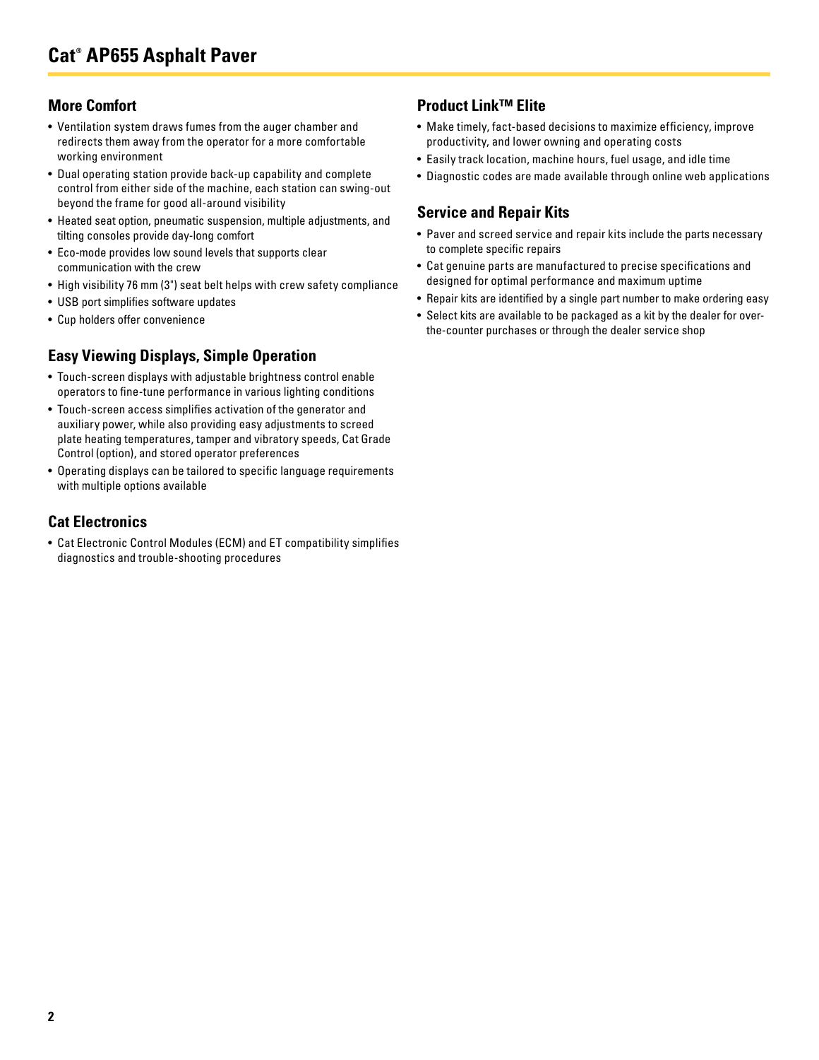## More Comfort

- Ventilation system draws fumes from the auger chamber and redirects them away from the operator for a more comfortable working environment
- Dual operating station provide back-up capability and complete control from either side of the machine, each station can swing-out beyond the frame for good all-around visibility
- Heated seat option, pneumatic suspension, multiple adjustments, and tilting consoles provide day-long comfort
- Eco-mode provides low sound levels that supports clear communication with the crew
- High visibility 76 mm (3") seat belt helps with crew safety compliance
- USB port simplifies software updates
- Cup holders offer convenience

## Easy Viewing Displays, Simple Operation

- Touch-screen displays with adjustable brightness control enable operators to fine-tune performance in various lighting conditions
- Touch-screen access simplifies activation of the generator and auxiliary power, while also providing easy adjustments to screed plate heating temperatures, tamper and vibratory speeds, Cat Grade Control (option), and stored operator preferences
- Operating displays can be tailored to specific language requirements with multiple options available

## Cat Electronics

- Cat Electronic Control Modules (ECM) and ET compatibility simplifies diagnostics and trouble-shooting procedures

## Product Link™ Elite

- Make timely, fact-based decisions to maximize efficiency, improve productivity, and lower owning and operating costs
- Easily track location, machine hours, fuel usage, and idle time
- Diagnostic codes are made available through online web applications

## Service and Repair Kits

- Paver and screed service and repair kits include the parts necessary to complete specific repairs
- Cat genuine parts are manufactured to precise specifications and designed for optimal performance and maximum uptime
- Repair kits are identified by a single part number to make ordering easy
- Select kits are available to be packaged as a kit by the dealer for over-the-counter purchases or through the dealer service shop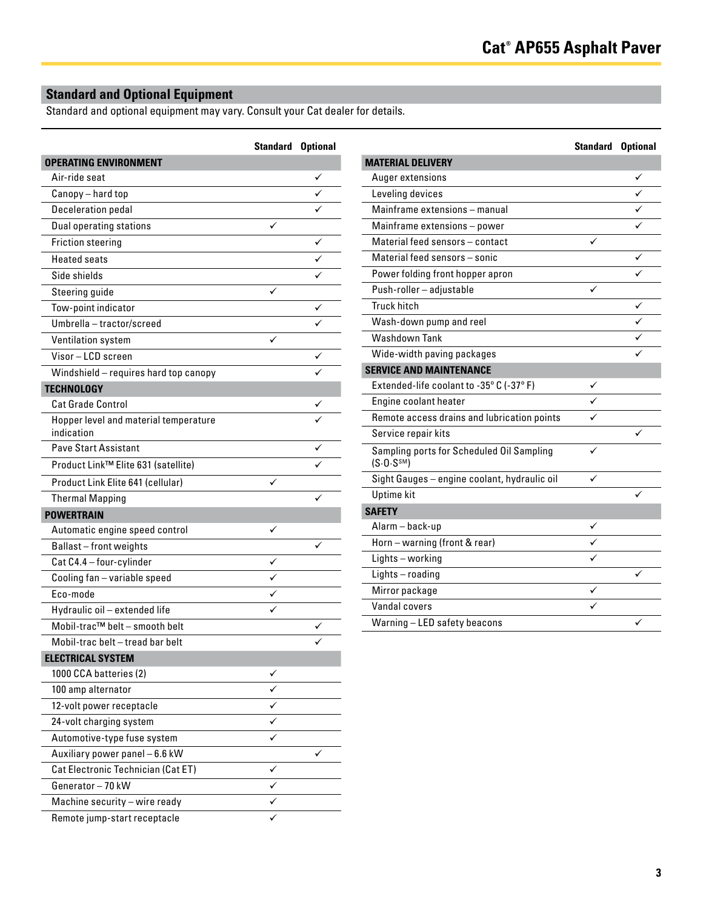## Standard and Optional Equipment

Standard and optional equipment may vary. Consult your Cat dealer for details.

| | Standard | Optional |
|---|---|---|
| **OPERATING ENVIRONMENT** | | |
| Air-ride seat | | ✓ |
| Canopy – hard top | | ✓ |
| Deceleration pedal | | ✓ |
| Dual operating stations | ✓ | |
| Friction steering | | ✓ |
| Heated seats | | ✓ |
| Side shields | | ✓ |
| Steering guide | ✓ | |
| Tow-point indicator | | ✓ |
| Umbrella – tractor/screed | | ✓ |
| Ventilation system | ✓ | |
| Visor – LCD screen | | ✓ |
| Windshield – requires hard top canopy | | ✓ |
| **TECHNOLOGY** | | |
| Cat Grade Control | | ✓ |
| Hopper level and material temperature indication | | ✓ |
| Pave Start Assistant | | ✓ |
| Product Link™ Elite 631 (satellite) | | ✓ |
| Product Link Elite 641 (cellular) | ✓ | |
| Thermal Mapping | | ✓ |
| **POWERTRAIN** | | |
| Automatic engine speed control | ✓ | |
| Ballast – front weights | | ✓ |
| Cat C4.4 – four-cylinder | ✓ | |
| Cooling fan – variable speed | ✓ | |
| Eco-mode | ✓ | |
| Hydraulic oil – extended life | ✓ | |
| Mobil-trac™ belt – smooth belt | | ✓ |
| Mobil-trac belt – tread bar belt | | ✓ |
| **ELECTRICAL SYSTEM** | | |
| 1000 CCA batteries (2) | ✓ | |
| 100 amp alternator | ✓ | |
| 12-volt power receptacle | ✓ | |
| 24-volt charging system | ✓ | |
| Automotive-type fuse system | ✓ | |
| Auxiliary power panel – 6.6 kW | | ✓ |
| Cat Electronic Technician (Cat ET) | ✓ | |
| Generator – 70 kW | ✓ | |
| Machine security – wire ready | ✓ | |
| Remote jump-start receptacle | ✓ | |

| | Standard | Optional |
|---|---|---|
| **MATERIAL DELIVERY** | | |
| Auger extensions | | ✓ |
| Leveling devices | | ✓ |
| Mainframe extensions – manual | | ✓ |
| Mainframe extensions – power | | ✓ |
| Material feed sensors – contact | ✓ | |
| Material feed sensors – sonic | | ✓ |
| Power folding front hopper apron | | ✓ |
| Push-roller – adjustable | ✓ | |
| Truck hitch | | ✓ |
| Wash-down pump and reel | | ✓ |
| Washdown Tank | | ✓ |
| Wide-width paving packages | | ✓ |
| **SERVICE AND MAINTENANCE** | | |
| Extended-life coolant to -35° C (-37° F) | ✓ | |
| Engine coolant heater | ✓ | |
| Remote access drains and lubrication points | ✓ | |
| Service repair kits | | ✓ |
| Sampling ports for Scheduled Oil Sampling (S·O·S℠) | ✓ | |
| Sight Gauges – engine coolant, hydraulic oil | ✓ | |
| Uptime kit | | ✓ |
| **SAFETY** | | |
| Alarm – back-up | ✓ | |
| Horn – warning (front & rear) | ✓ | |
| Lights – working | ✓ | |
| Lights – roading | | ✓ |
| Mirror package | ✓ | |
| Vandal covers | ✓ | |
| Warning – LED safety beacons | | ✓ |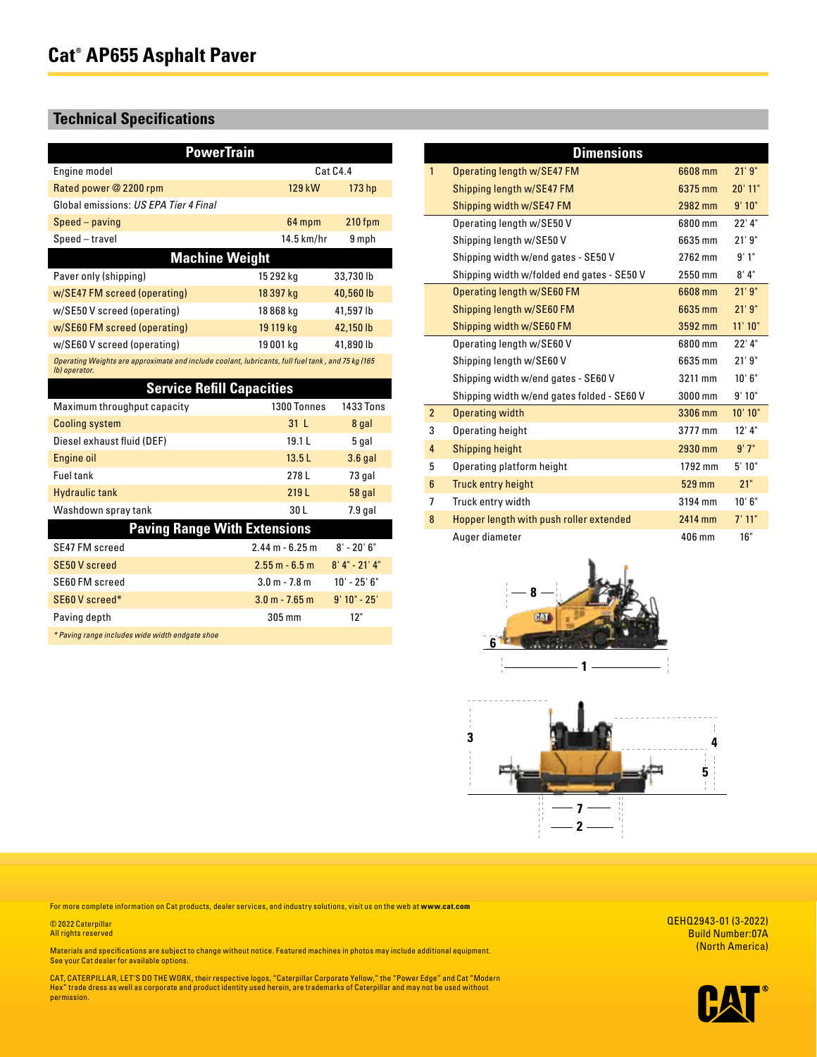# Cat® AP655 Asphalt Paver

## Technical Specifications

| PowerTrain | | |
|---|---|---|
| Engine model | Cat C4.4 | |
| Rated power @ 2200 rpm | 129 kW | 173 hp |
| Global emissions: *US EPA Tier 4 Final* | | |
| Speed – paving | 64 mpm | 210 fpm |
| Speed – travel | 14.5 km/hr | 9 mph |

| Machine Weight | | |
|---|---|---|
| Paver only (shipping) | 15 292 kg | 33,730 lb |
| w/SE47 FM screed (operating) | 18 397 kg | 40,560 lb |
| w/SE50 V screed (operating) | 18 868 kg | 41,597 lb |
| w/SE60 FM screed (operating) | 19 119 kg | 42,150 lb |
| w/SE60 V screed (operating) | 19 001 kg | 41,890 lb |

*Operating Weights are approximate and include coolant, lubricants, full fuel tank , and 75 kg (165 lb) operator.*

| Service Refill Capacities | | |
|---|---|---|
| Maximum throughput capacity | 1300 Tonnes | 1433 Tons |
| Cooling system | 31 L | 8 gal |
| Diesel exhaust fluid (DEF) | 19.1 L | 5 gal |
| Engine oil | 13.5 L | 3.6 gal |
| Fuel tank | 278 L | 73 gal |
| Hydraulic tank | 219 L | 58 gal |
| Washdown spray tank | 30 L | 7.9 gal |

| Paving Range With Extensions | | |
|---|---|---|
| SE47 FM screed | 2.44 m - 6.25 m | 8' - 20' 6" |
| SE50 V screed | 2.55 m - 6.5 m | 8' 4" - 21' 4" |
| SE60 FM screed | 3.0 m - 7.8 m | 10' - 25' 6" |
| SE60 V screed* | 3.0 m - 7.65 m | 9' 10" - 25' |
| Paving depth | 305 mm | 12" |

*\* Paving range includes wide width endgate shoe*

| | Dimensions | | |
|---|---|---|---|
| 1 | Operating length w/SE47 FM | 6608 mm | 21' 9" |
| | Shipping length w/SE47 FM | 6375 mm | 20' 11" |
| | Shipping width w/SE47 FM | 2982 mm | 9' 10" |
| | Operating length w/SE50 V | 6800 mm | 22' 4" |
| | Shipping length w/SE50 V | 6635 mm | 21' 9" |
| | Shipping width w/end gates - SE50 V | 2762 mm | 9' 1" |
| | Shipping width w/folded end gates - SE50 V | 2550 mm | 8' 4" |
| | Operating length w/SE60 FM | 6608 mm | 21' 9" |
| | Shipping length w/SE60 FM | 6635 mm | 21' 9" |
| | Shipping width w/SE60 FM | 3592 mm | 11' 10" |
| | Operating length w/SE60 V | 6800 mm | 22' 4" |
| | Shipping length w/SE60 V | 6635 mm | 21' 9" |
| | Shipping width w/end gates - SE60 V | 3211 mm | 10' 6" |
| | Shipping width w/end gates folded - SE60 V | 3000 mm | 9' 10" |
| 2 | Operating width | 3306 mm | 10' 10" |
| 3 | Operating height | 3777 mm | 12' 4" |
| 4 | Shipping height | 2930 mm | 9' 7" |
| 5 | Operating platform height | 1792 mm | 5' 10" |
| 6 | Truck entry height | 529 mm | 21" |
| 7 | Truck entry width | 3194 mm | 10' 6" |
| 8 | Hopper length with push roller extended | 2414 mm | 7' 11" |
| | Auger diameter | 406 mm | 16" |

8

6

1

3

4

5

7

2

For more complete information on Cat products, dealer services, and industry solutions, visit us on the web at **www.cat.com**

© 2022 Caterpillar
All rights reserved

Materials and specifications are subject to change without notice. Featured machines in photos may include additional equipment. See your Cat dealer for available options.

CAT, CATERPILLAR, LET'S DO THE WORK, their respective logos, "Caterpillar Corporate Yellow," the "Power Edge" and Cat "Modern Hex" trade dress as well as corporate and product identity used herein, are trademarks of Caterpillar and may not be used without permission.

QEHQ2943-01 (3-2022)
Build Number:07A
(North America)